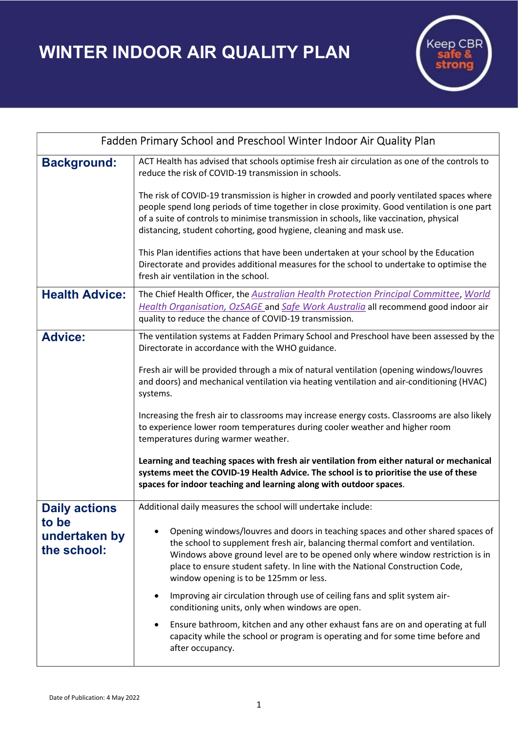# WINTER INDOOR AIR QUALITY PLAN

Keep CBR safe & strong

| Fadden Primary School and Preschool Winter Indoor Air Quality Plan | |
|---|---|
| **Background:** | ACT Health has advised that schools optimise fresh air circulation as one of the controls to reduce the risk of COVID-19 transmission in schools.<br><br>The risk of COVID-19 transmission is higher in crowded and poorly ventilated spaces where people spend long periods of time together in close proximity. Good ventilation is one part of a suite of controls to minimise transmission in schools, like vaccination, physical distancing, student cohorting, good hygiene, cleaning and mask use.<br><br>This Plan identifies actions that have been undertaken at your school by the Education Directorate and provides additional measures for the school to undertake to optimise the fresh air ventilation in the school. |
| **Health Advice:** | The Chief Health Officer, the *Australian Health Protection Principal Committee*, *World Health Organisation, OzSAGE* and *Safe Work Australia* all recommend good indoor air quality to reduce the chance of COVID-19 transmission. |
| **Advice:** | The ventilation systems at Fadden Primary School and Preschool have been assessed by the Directorate in accordance with the WHO guidance.<br><br>Fresh air will be provided through a mix of natural ventilation (opening windows/louvres and doors) and mechanical ventilation via heating ventilation and air-conditioning (HVAC) systems.<br><br>Increasing the fresh air to classrooms may increase energy costs. Classrooms are also likely to experience lower room temperatures during cooler weather and higher room temperatures during warmer weather.<br><br>**Learning and teaching spaces with fresh air ventilation from either natural or mechanical systems meet the COVID-19 Health Advice. The school is to prioritise the use of these spaces for indoor teaching and learning along with outdoor spaces**. |
| **Daily actions to be undertaken by the school:** | Additional daily measures the school will undertake include:<br><br>• Opening windows/louvres and doors in teaching spaces and other shared spaces of the school to supplement fresh air, balancing thermal comfort and ventilation. Windows above ground level are to be opened only where window restriction is in place to ensure student safety. In line with the National Construction Code, window opening is to be 125mm or less.<br><br>• Improving air circulation through use of ceiling fans and split system air-conditioning units, only when windows are open.<br><br>• Ensure bathroom, kitchen and any other exhaust fans are on and operating at full capacity while the school or program is operating and for some time before and after occupancy. |

Date of Publication: 4 May 2022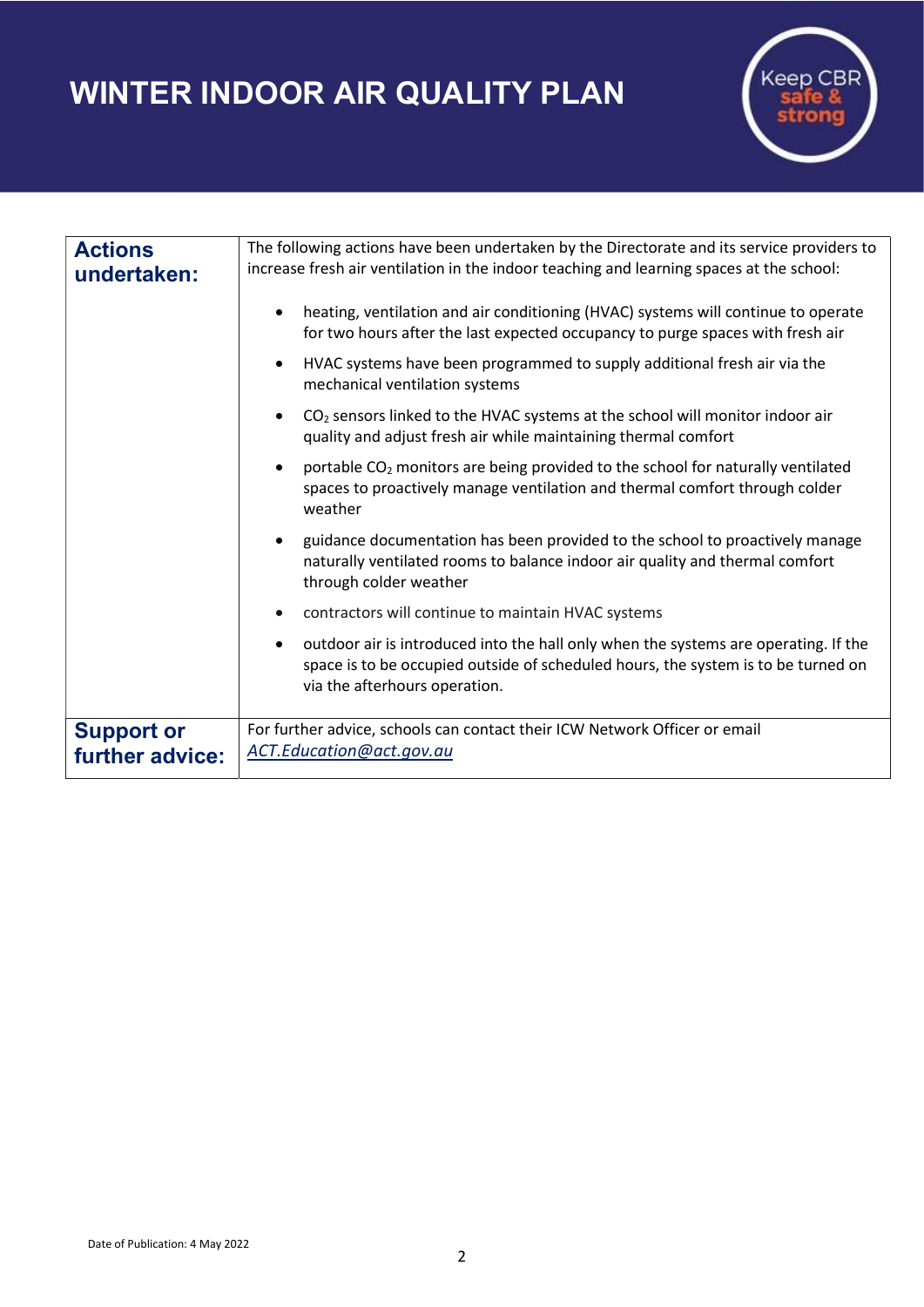# WINTER INDOOR AIR QUALITY PLAN

Keep CBR safe & strong

| | |
|---|---|
| **Actions undertaken:** | The following actions have been undertaken by the Directorate and its service providers to increase fresh air ventilation in the indoor teaching and learning spaces at the school:<br><br>• heating, ventilation and air conditioning (HVAC) systems will continue to operate for two hours after the last expected occupancy to purge spaces with fresh air<br>• HVAC systems have been programmed to supply additional fresh air via the mechanical ventilation systems<br>• $CO_2$ sensors linked to the HVAC systems at the school will monitor indoor air quality and adjust fresh air while maintaining thermal comfort<br>• portable $CO_2$ monitors are being provided to the school for naturally ventilated spaces to proactively manage ventilation and thermal comfort through colder weather<br>• guidance documentation has been provided to the school to proactively manage naturally ventilated rooms to balance indoor air quality and thermal comfort through colder weather<br>• contractors will continue to maintain HVAC systems<br>• outdoor air is introduced into the hall only when the systems are operating. If the space is to be occupied outside of scheduled hours, the system is to be turned on via the afterhours operation. |
| **Support or further advice:** | For further advice, schools can contact their ICW Network Officer or email *ACT.Education@act.gov.au* |

Date of Publication: 4 May 2022